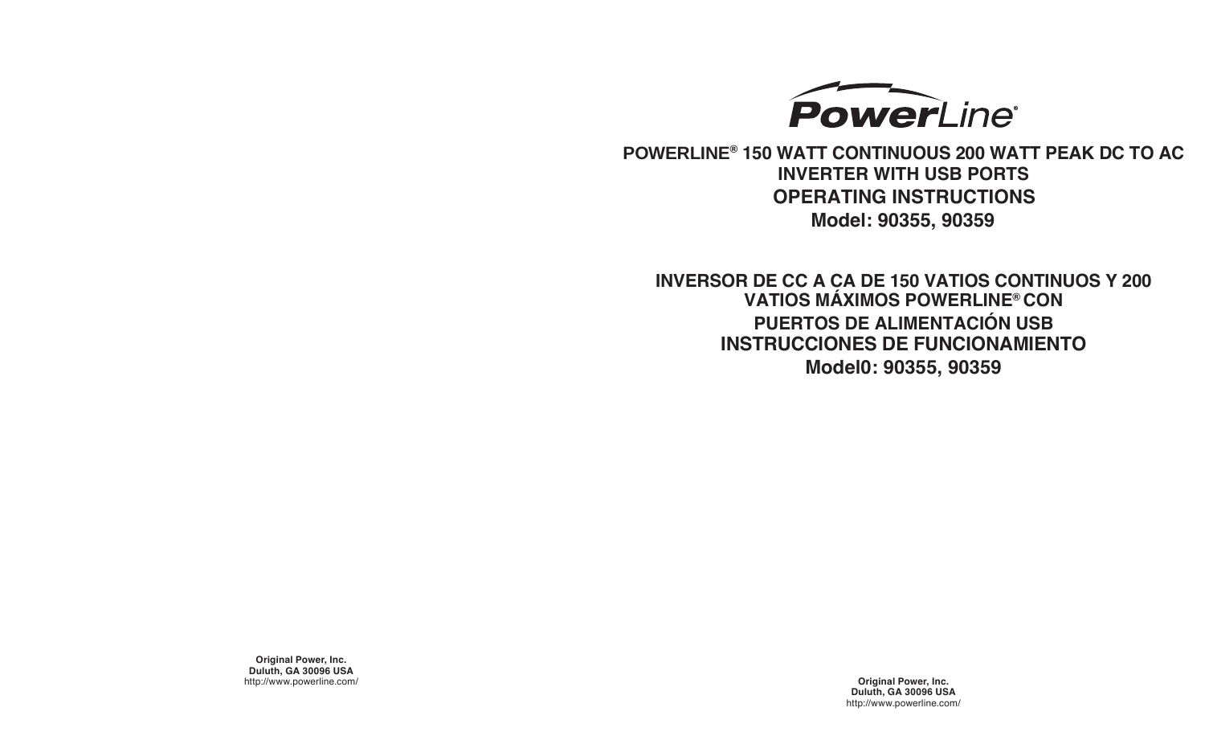PowerLine®

# POWERLINE® 150 WATT CONTINUOUS 200 WATT PEAK DC TO AC INVERTER WITH USB PORTS

## OPERATING INSTRUCTIONS

## Model: 90355, 90359

# INVERSOR DE CC A CA DE 150 VATIOS CONTINUOS Y 200 VATIOS MÁXIMOS POWERLINE® CON PUERTOS DE ALIMENTACIÓN USB

## INSTRUCCIONES DE FUNCIONAMIENTO

## Model0: 90355, 90359

**Original Power, Inc.**
**Duluth, GA 30096 USA**
http://www.powerline.com/

**Original Power, Inc.**
**Duluth, GA 30096 USA**
http://www.powerline.com/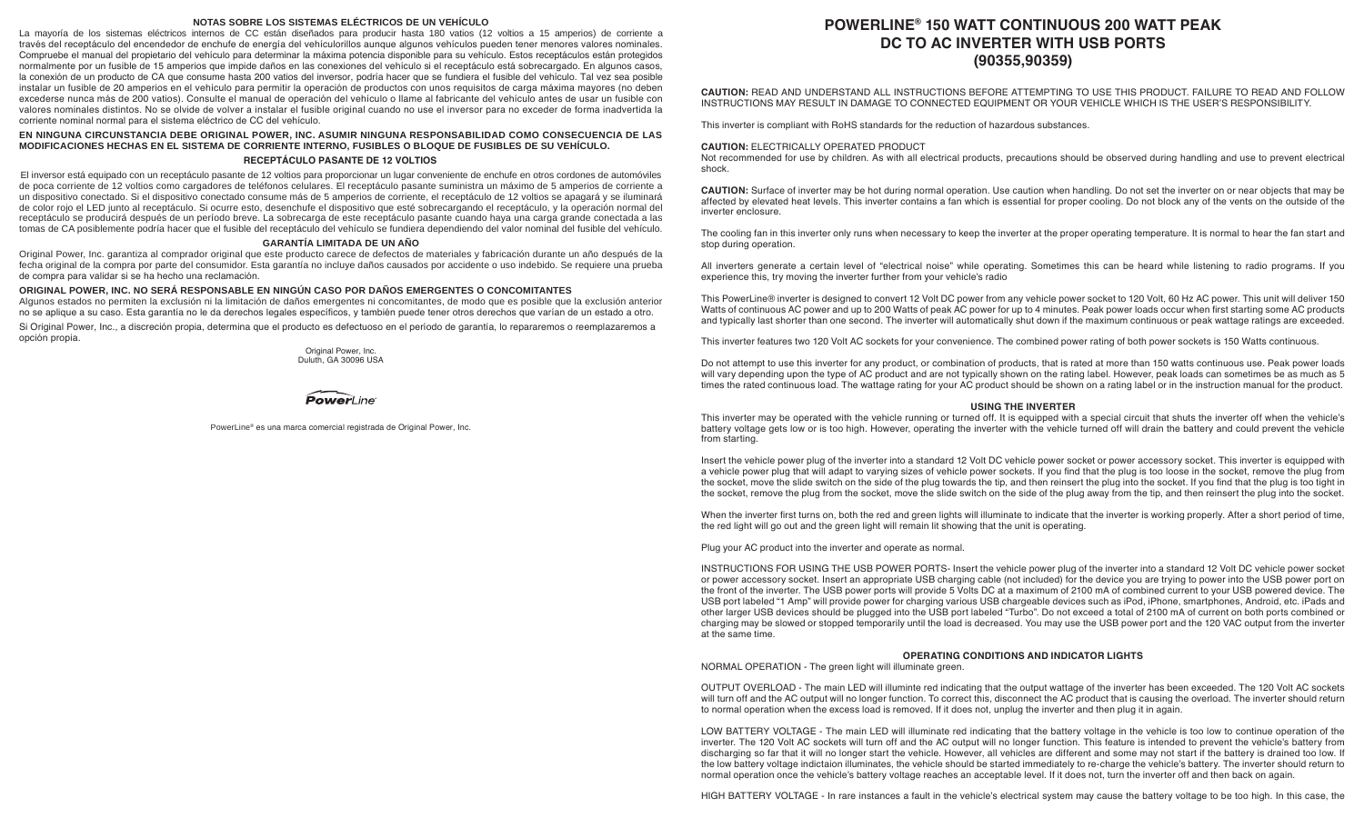## NOTAS SOBRE LOS SISTEMAS ELÉCTRICOS DE UN VEHÍCULO

La mayoría de los sistemas eléctricos internos de CC están diseñados para producir hasta 180 vatios (12 voltios a 15 amperios) de corriente a través del receptáculo del encendedor de enchufe de energía del vehículorillos aunque algunos vehículos pueden tener menores valores nominales. Compruebe el manual del propietario del vehículo para determinar la máxima potencia disponible para su vehículo. Estos receptáculos están protegidos normalmente por un fusible de 15 amperios que impide daños en las conexiones del vehículo si el receptáculo está sobrecargado. En algunos casos, la conexión de un producto de CA que consume hasta 200 vatios del inversor, podría hacer que se fundiera el fusible del vehículo. Tal vez sea posible instalar un fusible de 20 amperios en el vehículo para permitir la operación de productos con unos requisitos de carga máxima mayores (no deben excederse nunca más de 200 vatios). Consulte el manual de operación del vehículo o llame al fabricante del vehículo antes de usar un fusible con valores nominales distintos. No se olvide de volver a instalar el fusible original cuando no use el inversor para no exceder de forma inadvertida la corriente nominal normal para el sistema eléctrico de CC del vehículo.

**EN NINGUNA CIRCUNSTANCIA DEBE ORIGINAL POWER, INC. ASUMIR NINGUNA RESPONSABILIDAD COMO CONSECUENCIA DE LAS MODIFICACIONES HECHAS EN EL SISTEMA DE CORRIENTE INTERNO, FUSIBLES O BLOQUE DE FUSIBLES DE SU VEHÍCULO.**

## RECEPTÁCULO PASANTE DE 12 VOLTIOS

El inversor está equipado con un receptáculo pasante de 12 voltios para proporcionar un lugar conveniente de enchufe en otros cordones de automóviles de poca corriente de 12 voltios como cargadores de teléfonos celulares. El receptáculo pasante suministra un máximo de 5 amperios de corriente a un dispositivo conectado. Si el dispositivo conectado consume más de 5 amperios de corriente, el receptáculo de 12 voltios se apagará y se iluminará de color rojo el LED junto al receptáculo. Si ocurre esto, desenchufe el dispositivo que esté sobrecargando el receptáculo, y la operación normal del receptáculo se producirá después de un período breve. La sobrecarga de este receptáculo pasante cuando haya una carga grande conectada a las tomas de CA posiblemente podría hacer que el fusible del receptáculo del vehículo se fundiera dependiendo del valor nominal del fusible del vehículo.

## GARANTÍA LIMITADA DE UN AÑO

Original Power, Inc. garantiza al comprador original que este producto carece de defectos de materiales y fabricación durante un año después de la fecha original de la compra por parte del consumidor. Esta garantía no incluye daños causados por accidente o uso indebido. Se requiere una prueba de compra para validar si se ha hecho una reclamación.

**ORIGINAL POWER, INC. NO SERÁ RESPONSABLE EN NINGÚN CASO POR DAÑOS EMERGENTES O CONCOMITANTES**

Algunos estados no permiten la exclusión ni la limitación de daños emergentes ni concomitantes, de modo que es posible que la exclusión anterior no se aplique a su caso. Esta garantía no le da derechos legales específicos, y también puede tener otros derechos que varían de un estado a otro.

Si Original Power, Inc., a discreción propia, determina que el producto es defectuoso en el período de garantía, lo repararemos o reemplazaremos a opción propia.

Original Power, Inc.
Duluth, GA 30096 USA

PowerLine

PowerLine® es una marca comercial registrada de Original Power, Inc.

# POWERLINE® 150 WATT CONTINUOUS 200 WATT PEAK DC TO AC INVERTER WITH USB PORTS (90355,90359)

**CAUTION:** READ AND UNDERSTAND ALL INSTRUCTIONS BEFORE ATTEMPTING TO USE THIS PRODUCT. FAILURE TO READ AND FOLLOW INSTRUCTIONS MAY RESULT IN DAMAGE TO CONNECTED EQUIPMENT OR YOUR VEHICLE WHICH IS THE USER'S RESPONSIBILITY.

This inverter is compliant with RoHS standards for the reduction of hazardous substances.

**CAUTION:** ELECTRICALLY OPERATED PRODUCT
Not recommended for use by children. As with all electrical products, precautions should be observed during handling and use to prevent electrical shock.

**CAUTION:** Surface of inverter may be hot during normal operation. Use caution when handling. Do not set the inverter on or near objects that may be affected by elevated heat levels. This inverter contains a fan which is essential for proper cooling. Do not block any of the vents on the outside of the inverter enclosure.

The cooling fan in this inverter only runs when necessary to keep the inverter at the proper operating temperature. It is normal to hear the fan start and stop during operation.

All inverters generate a certain level of "electrical noise" while operating. Sometimes this can be heard while listening to radio programs. If you experience this, try moving the inverter further from your vehicle's radio

This PowerLine® inverter is designed to convert 12 Volt DC power from any vehicle power socket to 120 Volt, 60 Hz AC power. This unit will deliver 150 Watts of continuous AC power and up to 200 Watts of peak AC power for up to 4 minutes. Peak power loads occur when first starting some AC products and typically last shorter than one second. The inverter will automatically shut down if the maximum continuous or peak wattage ratings are exceeded.

This inverter features two 120 Volt AC sockets for your convenience. The combined power rating of both power sockets is 150 Watts continuous.

Do not attempt to use this inverter for any product, or combination of products, that is rated at more than 150 watts continuous use. Peak power loads will vary depending upon the type of AC product and are not typically shown on the rating label. However, peak loads can sometimes be as much as 5 times the rated continuous load. The wattage rating for your AC product should be shown on a rating label or in the instruction manual for the product.

## USING THE INVERTER

This inverter may be operated with the vehicle running or turned off. It is equipped with a special circuit that shuts the inverter off when the vehicle's battery voltage gets low or is too high. However, operating the inverter with the vehicle turned off will drain the battery and could prevent the vehicle from starting.

Insert the vehicle power plug of the inverter into a standard 12 Volt DC vehicle power socket or power accessory socket. This inverter is equipped with a vehicle power plug that will adapt to varying sizes of vehicle power sockets. If you find that the plug is too loose in the socket, remove the plug from the socket, move the slide switch on the side of the plug towards the tip, and then reinsert the plug into the socket. If you find that the plug is too tight in the socket, remove the plug from the socket, move the slide switch on the side of the plug away from the tip, and then reinsert the plug into the socket.

When the inverter first turns on, both the red and green lights will illuminate to indicate that the inverter is working properly. After a short period of time, the red light will go out and the green light will remain lit showing that the unit is operating.

Plug your AC product into the inverter and operate as normal.

INSTRUCTIONS FOR USING THE USB POWER PORTS- Insert the vehicle power plug of the inverter into a standard 12 Volt DC vehicle power socket or power accessory socket. Insert an appropriate USB charging cable (not included) for the device you are trying to power into the USB power port on the front of the inverter. The USB power ports will provide 5 Volts DC at a maximum of 2100 mA of combined current to your USB powered device. The USB port labeled "1 Amp" will provide power for charging various USB chargeable devices such as iPod, iPhone, smartphones, Android, etc. iPads and other larger USB devices should be plugged into the USB port labeled "Turbo". Do not exceed a total of 2100 mA of current on both ports combined or charging may be slowed or stopped temporarily until the load is decreased. You may use the USB power port and the 120 VAC output from the inverter at the same time.

## OPERATING CONDITIONS AND INDICATOR LIGHTS

NORMAL OPERATION - The green light will illuminate green.

OUTPUT OVERLOAD - The main LED will illuminte red indicating that the output wattage of the inverter has been exceeded. The 120 Volt AC sockets will turn off and the AC output will no longer function. To correct this, disconnect the AC product that is causing the overload. The inverter should return to normal operation when the excess load is removed. If it does not, unplug the inverter and then plug it in again.

LOW BATTERY VOLTAGE - The main LED will illuminate red indicating that the battery voltage in the vehicle is too low to continue operation of the inverter. The 120 Volt AC sockets will turn off and the AC output will no longer function. This feature is intended to prevent the vehicle's battery from discharging so far that it will no longer start the vehicle. However, all vehicles are different and some may not start if the battery is drained too low. If the low battery voltage indictaion illuminates, the vehicle should be started immediately to re-charge the vehicle's battery. The inverter should return to normal operation once the vehicle's battery voltage reaches an acceptable level. If it does not, turn the inverter off and then back on again.

HIGH BATTERY VOLTAGE - In rare instances a fault in the vehicle's electrical system may cause the battery voltage to be too high. In this case, the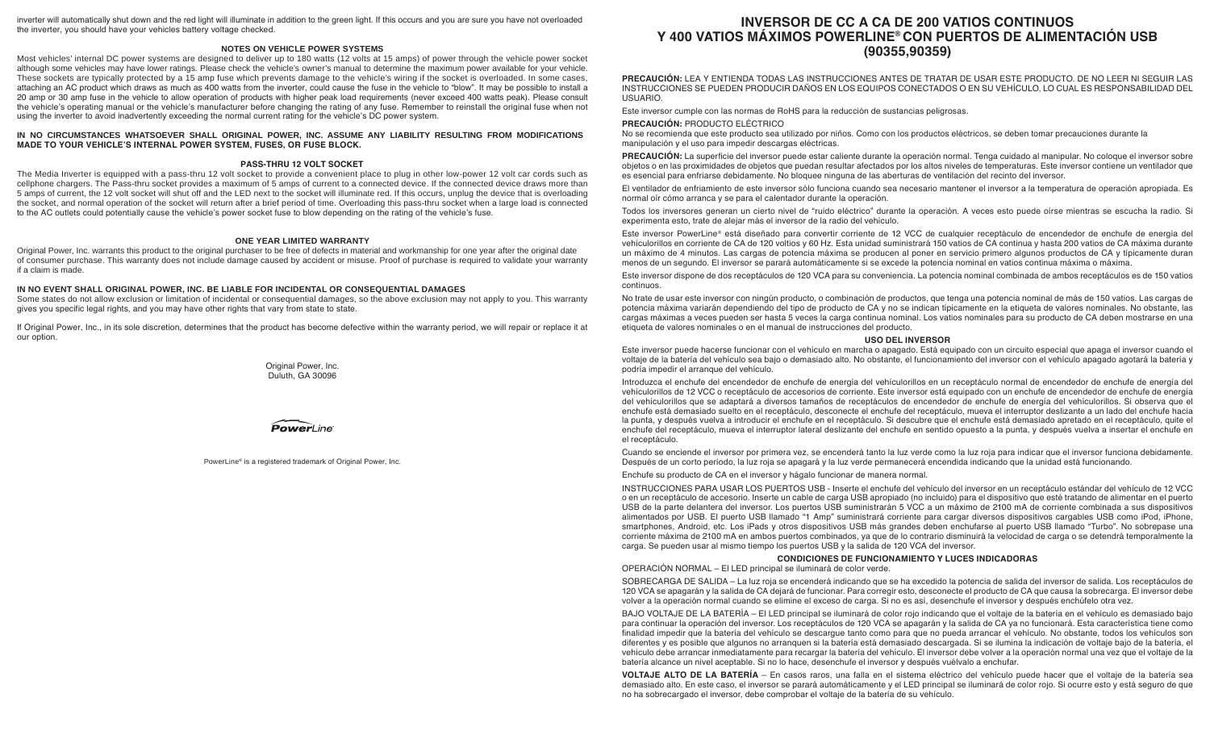inverter will automatically shut down and the red light will illuminate in addition to the green light. If this occurs and you are sure you have not overloaded the inverter, you should have your vehicles battery voltage checked.

### NOTES ON VEHICLE POWER SYSTEMS

Most vehicles' internal DC power systems are designed to deliver up to 180 watts (12 volts at 15 amps) of power through the vehicle power socket although some vehicles may have lower ratings. Please check the vehicle's owner's manual to determine the maximum power available for your vehicle. These sockets are typically protected by a 15 amp fuse which prevents damage to the vehicle's wiring if the socket is overloaded. In some cases, attaching an AC product which draws as much as 400 watts from the inverter, could cause the fuse in the vehicle to "blow". It may be possible to install a 20 amp or 30 amp fuse in the vehicle to allow operation of products with higher peak load requirements (never exceed 400 watts peak). Please consult the vehicle's operating manual or the vehicle's manufacturer before changing the rating of any fuse. Remember to reinstall the original fuse when not using the inverter to avoid inadvertently exceeding the normal current rating for the vehicle's DC power system.

**IN NO CIRCUMSTANCES WHATSOEVER SHALL ORIGINAL POWER, INC. ASSUME ANY LIABILITY RESULTING FROM MODIFICATIONS MADE TO YOUR VEHICLE'S INTERNAL POWER SYSTEM, FUSES, OR FUSE BLOCK.**

### PASS-THRU 12 VOLT SOCKET

The Media Inverter is equipped with a pass-thru 12 volt socket to provide a convenient place to plug in other low-power 12 volt car cords such as cellphone chargers. The Pass-thru socket provides a maximum of 5 amps of current to a connected device. If the connected device draws more than 5 amps of current, the 12 volt socket will shut off and the LED next to the socket will illuminate red. If this occurs, unplug the device that is overloading the socket, and normal operation of the socket will return after a brief period of time. Overloading this pass-thru socket when a large load is connected to the AC outlets could potentially cause the vehicle's power socket fuse to blow depending on the rating of the vehicle's fuse.

### ONE YEAR LIMITED WARRANTY

Original Power, Inc. warrants this product to the original purchaser to be free of defects in material and workmanship for one year after the original date of consumer purchase. This warranty does not include damage caused by accident or misuse. Proof of purchase is required to validate your warranty if a claim is made.

**IN NO EVENT SHALL ORIGINAL POWER, INC. BE LIABLE FOR INCIDENTAL OR CONSEQUENTIAL DAMAGES**

Some states do not allow exclusion or limitation of incidental or consequential damages, so the above exclusion may not apply to you. This warranty gives you specific legal rights, and you may have other rights that vary from state to state.

If Original Power, Inc., in its sole discretion, determines that the product has become defective within the warranty period, we will repair or replace it at our option.

Original Power, Inc.
Duluth, GA 30096

PowerLine

PowerLine® is a registered trademark of Original Power, Inc.

# INVERSOR DE CC A CA DE 200 VATIOS CONTINUOS Y 400 VATIOS MÁXIMOS POWERLINE® CON PUERTOS DE ALIMENTACIÓN USB (90355,90359)

**PRECAUCIÓN:** LEA Y ENTIENDA TODAS LAS INSTRUCCIONES ANTES DE TRATAR DE USAR ESTE PRODUCTO. DE NO LEER NI SEGUIR LAS INSTRUCCIONES SE PUEDEN PRODUCIR DAÑOS EN LOS EQUIPOS CONECTADOS O EN SU VEHÍCULO, LO CUAL ES RESPONSABILIDAD DEL USUARIO.

Este inversor cumple con las normas de RoHS para la reducción de sustancias peligrosas.

**PRECAUCIÓN:** PRODUCTO ELÉCTRICO
No se recomienda que este producto sea utilizado por niños. Como con los productos eléctricos, se deben tomar precauciones durante la manipulación y el uso para impedir descargas eléctricas.

**PRECAUCIÓN:** La superficie del inversor puede estar caliente durante la operación normal. Tenga cuidado al manipular. No coloque el inversor sobre objetos o en las proximidades de objetos que puedan resultar afectados por los altos niveles de temperaturas. Este inversor contiene un ventilador que es esencial para enfriarse debidamente. No bloquee ninguna de las aberturas de ventilación del recinto del inversor.

El ventilador de enfriamiento de este inversor sólo funciona cuando sea necesario mantener el inversor a la temperatura de operación apropiada. Es normal oír cómo arranca y se para el calentador durante la operación.

Todos los inversores generan un cierto nivel de "ruido eléctrico" durante la operación. A veces esto puede oírse mientras se escucha la radio. Si experimenta esto, trate de alejar más el inversor de la radio del vehículo.

Este inversor PowerLine® está diseñado para convertir corriente de 12 VCC de cualquier receptáculo de encendedor de enchufe de energía del vehículorillos en corriente de CA de 120 voltios y 60 Hz. Esta unidad suministrará 150 vatios de CA continua y hasta 200 vatios de CA máxima durante un máximo de 4 minutos. Las cargas de potencia máxima se producen al poner en servicio primero algunos productos de CA y típicamente duran menos de un segundo. El inversor se parará automáticamente si se excede la potencia nominal en vatios continua máxima o máxima.

Este inversor dispone de dos receptáculos de 120 VCA para su conveniencia. La potencia nominal combinada de ambos receptáculos es de 150 vatios continuos.

No trate de usar este inversor con ningún producto, o combinación de productos, que tenga una potencia nominal de más de 150 vatios. Las cargas de potencia máxima variarán dependiendo del tipo de producto de CA y no se indican típicamente en la etiqueta de valores nominales. No obstante, las cargas máximas a veces pueden ser hasta 5 veces la carga continua nominal. Los vatios nominales para su producto de CA deben mostrarse en una etiqueta de valores nominales o en el manual de instrucciones del producto.

### USO DEL INVERSOR

Este inversor puede hacerse funcionar con el vehículo en marcha o apagado. Está equipado con un circuito especial que apaga el inversor cuando el voltaje de la batería del vehículo sea bajo o demasiado alto. No obstante, el funcionamiento del inversor con el vehículo apagado agotará la batería y podría impedir el arranque del vehículo.

Introduzca el enchufe del encendedor de enchufe de energía del vehículorillos en un receptáculo normal de encendedor de enchufe de energía del vehículorillos de 12 VCC o receptáculo de accesorios de corriente. Este inversor está equipado con un enchufe de encendedor de enchufe de energía del vehículorillos que se adaptará a diversos tamaños de receptáculos de encendedor de enchufe de energía del vehículorillos. Si observa que el enchufe está demasiado suelto en el receptáculo, desconecte el enchufe del receptáculo, mueva el interruptor deslizante a un lado del enchufe hacia la punta, y después vuelva a introducir el enchufe en el receptáculo. Si descubre que el enchufe está demasiado apretado en el receptáculo, quite el enchufe del receptáculo, mueva el interruptor lateral deslizante del enchufe en sentido opuesto a la punta, y después vuelva a insertar el enchufe en el receptáculo.

Cuando se enciende el inversor por primera vez, se encenderá tanto la luz verde como la luz roja para indicar que el inversor funciona debidamente. Después de un corto período, la luz roja se apagará y la luz verde permanecerá encendida indicando que la unidad está funcionando.

Enchufe su producto de CA en el inversor y hágalo funcionar de manera normal.

INSTRUCCIONES PARA USAR LOS PUERTOS USB - Inserte el enchufe del vehículo del inversor en un receptáculo estándar del vehículo de 12 VCC o en un receptáculo de accesorio. Inserte un cable de carga USB apropiado (no incluido) para el dispositivo que esté tratando de alimentar en el puerto USB de la parte delantera del inversor. Los puertos USB suministrarán 5 VCC a un máximo de 2100 mA de corriente combinada a sus dispositivos alimentados por USB. El puerto USB llamado "1 Amp" suministrará corriente para cargar diversos dispositivos cargables USB como iPod, iPhone, smartphones, Android, etc. Los iPads y otros dispositivos USB más grandes deben enchufarse al puerto USB llamado "Turbo". No sobrepase una corriente máxima de 2100 mA en ambos puertos combinados, ya que de lo contrario disminuirá la velocidad de carga o se detendrá temporalmente la carga. Se pueden usar al mismo tiempo los puertos USB y la salida de 120 VCA del inversor.

### CONDICIONES DE FUNCIONAMIENTO Y LUCES INDICADORAS

OPERACIÓN NORMAL – El LED principal se iluminará de color verde.

SOBRECARGA DE SALIDA – La luz roja se encenderá indicando que se ha excedido la potencia de salida del inversor de salida. Los receptáculos de 120 VCA se apagarán y la salida de CA dejará de funcionar. Para corregir esto, desconecte el producto de CA que causa la sobrecarga. El inversor debe volver a la operación normal cuando se elimine el exceso de carga. Si no es así, desenchufe el inversor y después enchúfelo otra vez.

BAJO VOLTAJE DE LA BATERÍA – El LED principal se iluminará de color rojo indicando que el voltaje de la batería en el vehículo es demasiado bajo para continuar la operación del inversor. Los receptáculos de 120 VCA se apagarán y la salida de CA ya no funcionará. Esta característica tiene como finalidad impedir que la batería del vehículo se descargue tanto como para que no pueda arrancar el vehículo. No obstante, todos los vehículos son diferentes y es posible que algunos no arranquen si la batería está demasiado descargada. Si se ilumina la indicación de voltaje bajo de la batería, el vehículo debe arrancar inmediatamente para recargar la batería del vehículo. El inversor debe volver a la operación normal una vez que el voltaje de la batería alcance un nivel aceptable. Si no lo hace, desenchufe el inversor y después vuélvalo a enchufar.

**VOLTAJE ALTO DE LA BATERÍA** – En casos raros, una falla en el sistema eléctrico del vehículo puede hacer que el voltaje de la batería sea demasiado alto. En este caso, el inversor se parará automáticamente y el LED principal se iluminará de color rojo. Si ocurre esto y está seguro de que no ha sobrecargado el inversor, debe comprobar el voltaje de la batería de su vehículo.